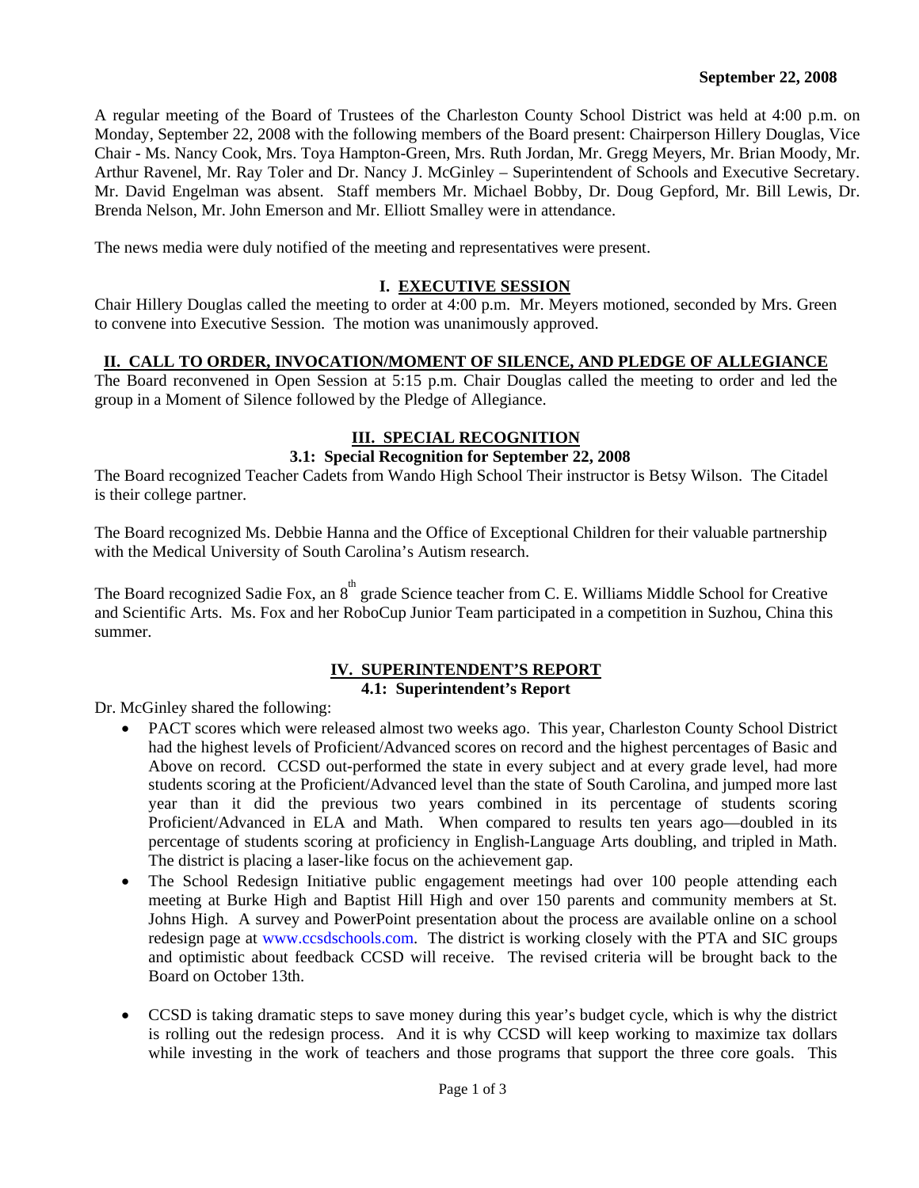**September 22, 2008**

A regular meeting of the Board of Trustees of the Charleston County School District was held at 4:00 p.m. on Monday, September 22, 2008 with the following members of the Board present: Chairperson Hillery Douglas, Vice Chair - Ms. Nancy Cook, Mrs. Toya Hampton-Green, Mrs. Ruth Jordan, Mr. Gregg Meyers, Mr. Brian Moody, Mr. Arthur Ravenel, Mr. Ray Toler and Dr. Nancy J. McGinley – Superintendent of Schools and Executive Secretary. Mr. David Engelman was absent. Staff members Mr. Michael Bobby, Dr. Doug Gepford, Mr. Bill Lewis, Dr. Brenda Nelson, Mr. John Emerson and Mr. Elliott Smalley were in attendance.

The news media were duly notified of the meeting and representatives were present.

## I. EXECUTIVE SESSION

Chair Hillery Douglas called the meeting to order at 4:00 p.m. Mr. Meyers motioned, seconded by Mrs. Green to convene into Executive Session. The motion was unanimously approved.

## II. CALL TO ORDER, INVOCATION/MOMENT OF SILENCE, AND PLEDGE OF ALLEGIANCE

The Board reconvened in Open Session at 5:15 p.m. Chair Douglas called the meeting to order and led the group in a Moment of Silence followed by the Pledge of Allegiance.

## III. SPECIAL RECOGNITION

### 3.1: Special Recognition for September 22, 2008

The Board recognized Teacher Cadets from Wando High School Their instructor is Betsy Wilson. The Citadel is their college partner.

The Board recognized Ms. Debbie Hanna and the Office of Exceptional Children for their valuable partnership with the Medical University of South Carolina's Autism research.

The Board recognized Sadie Fox, an 8th grade Science teacher from C. E. Williams Middle School for Creative and Scientific Arts. Ms. Fox and her RoboCup Junior Team participated in a competition in Suzhou, China this summer.

## IV. SUPERINTENDENT'S REPORT

### 4.1: Superintendent's Report

Dr. McGinley shared the following:

- PACT scores which were released almost two weeks ago. This year, Charleston County School District had the highest levels of Proficient/Advanced scores on record and the highest percentages of Basic and Above on record. CCSD out-performed the state in every subject and at every grade level, had more students scoring at the Proficient/Advanced level than the state of South Carolina, and jumped more last year than it did the previous two years combined in its percentage of students scoring Proficient/Advanced in ELA and Math. When compared to results ten years ago—doubled in its percentage of students scoring at proficiency in English-Language Arts doubling, and tripled in Math. The district is placing a laser-like focus on the achievement gap.
- The School Redesign Initiative public engagement meetings had over 100 people attending each meeting at Burke High and Baptist Hill High and over 150 parents and community members at St. Johns High. A survey and PowerPoint presentation about the process are available online on a school redesign page at www.ccsdschools.com. The district is working closely with the PTA and SIC groups and optimistic about feedback CCSD will receive. The revised criteria will be brought back to the Board on October 13th.
- CCSD is taking dramatic steps to save money during this year's budget cycle, which is why the district is rolling out the redesign process. And it is why CCSD will keep working to maximize tax dollars while investing in the work of teachers and those programs that support the three core goals. This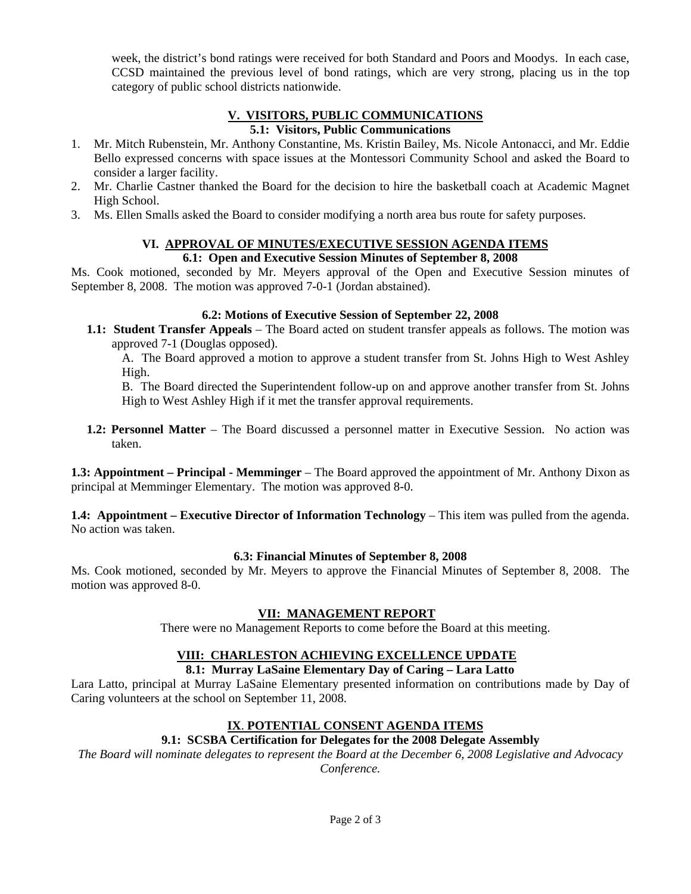week, the district's bond ratings were received for both Standard and Poors and Moodys. In each case, CCSD maintained the previous level of bond ratings, which are very strong, placing us in the top category of public school districts nationwide.

## V. VISITORS, PUBLIC COMMUNICATIONS

### 5.1: Visitors, Public Communications

1. Mr. Mitch Rubenstein, Mr. Anthony Constantine, Ms. Kristin Bailey, Ms. Nicole Antonacci, and Mr. Eddie Bello expressed concerns with space issues at the Montessori Community School and asked the Board to consider a larger facility.
2. Mr. Charlie Castner thanked the Board for the decision to hire the basketball coach at Academic Magnet High School.
3. Ms. Ellen Smalls asked the Board to consider modifying a north area bus route for safety purposes.

## VI. APPROVAL OF MINUTES/EXECUTIVE SESSION AGENDA ITEMS

### 6.1: Open and Executive Session Minutes of September 8, 2008

Ms. Cook motioned, seconded by Mr. Meyers approval of the Open and Executive Session minutes of September 8, 2008. The motion was approved 7-0-1 (Jordan abstained).

### 6.2: Motions of Executive Session of September 22, 2008

**1.1: Student Transfer Appeals** – The Board acted on student transfer appeals as follows. The motion was approved 7-1 (Douglas opposed).

A. The Board approved a motion to approve a student transfer from St. Johns High to West Ashley High.

B. The Board directed the Superintendent follow-up on and approve another transfer from St. Johns High to West Ashley High if it met the transfer approval requirements.

**1.2: Personnel Matter** – The Board discussed a personnel matter in Executive Session. No action was taken.

**1.3: Appointment – Principal - Memminger** – The Board approved the appointment of Mr. Anthony Dixon as principal at Memminger Elementary. The motion was approved 8-0.

**1.4: Appointment – Executive Director of Information Technology** – This item was pulled from the agenda. No action was taken.

### 6.3: Financial Minutes of September 8, 2008

Ms. Cook motioned, seconded by Mr. Meyers to approve the Financial Minutes of September 8, 2008. The motion was approved 8-0.

## VII: MANAGEMENT REPORT

There were no Management Reports to come before the Board at this meeting.

## VIII: CHARLESTON ACHIEVING EXCELLENCE UPDATE

### 8.1: Murray LaSaine Elementary Day of Caring – Lara Latto

Lara Latto, principal at Murray LaSaine Elementary presented information on contributions made by Day of Caring volunteers at the school on September 11, 2008.

## IX. POTENTIAL CONSENT AGENDA ITEMS

### 9.1: SCSBA Certification for Delegates for the 2008 Delegate Assembly

*The Board will nominate delegates to represent the Board at the December 6, 2008 Legislative and Advocacy Conference.*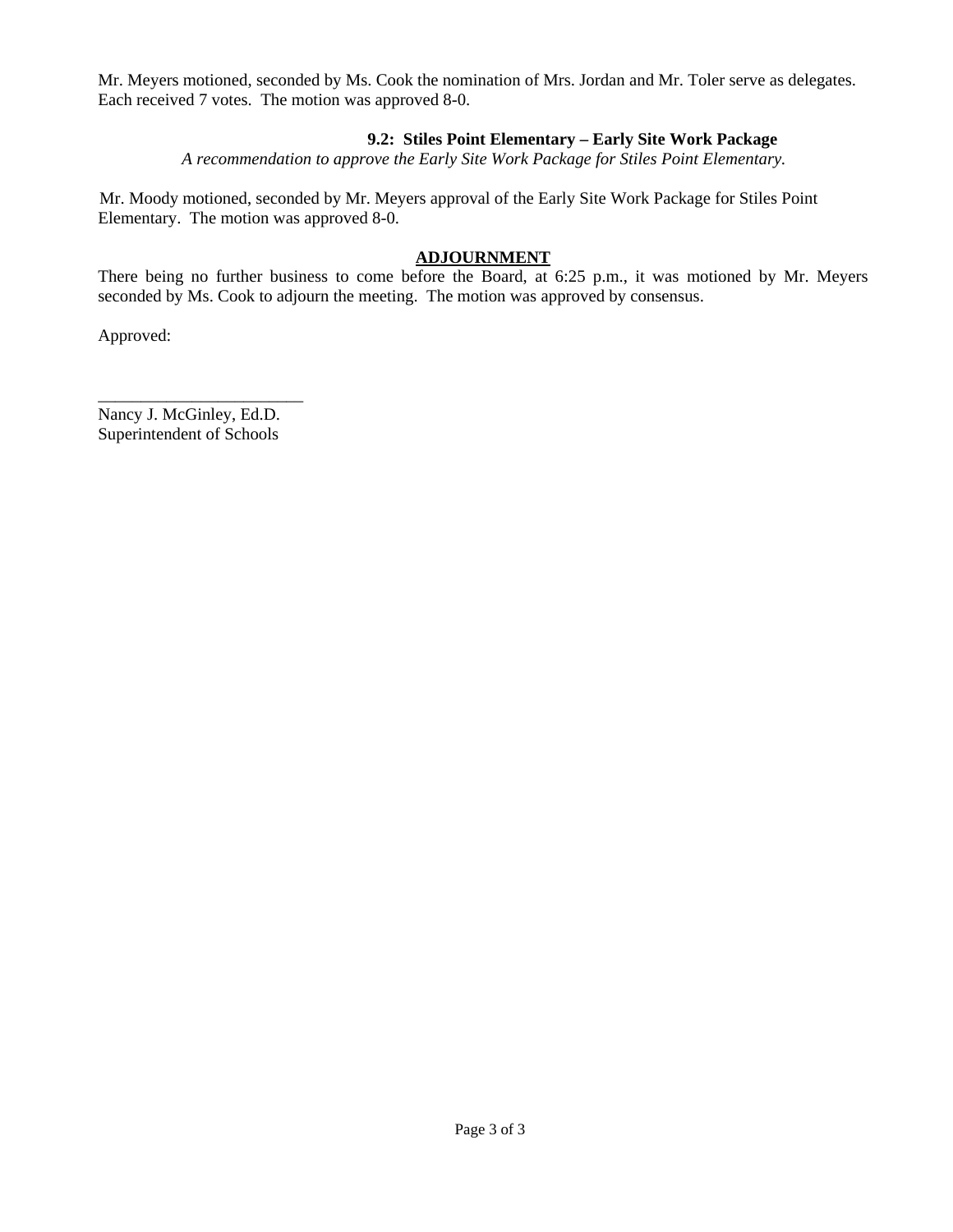Mr. Meyers motioned, seconded by Ms. Cook the nomination of Mrs. Jordan and Mr. Toler serve as delegates. Each received 7 votes. The motion was approved 8-0.

**9.2: Stiles Point Elementary – Early Site Work Package**

*A recommendation to approve the Early Site Work Package for Stiles Point Elementary.*

Mr. Moody motioned, seconded by Mr. Meyers approval of the Early Site Work Package for Stiles Point Elementary. The motion was approved 8-0.

**ADJOURNMENT**

There being no further business to come before the Board, at 6:25 p.m., it was motioned by Mr. Meyers seconded by Ms. Cook to adjourn the meeting. The motion was approved by consensus.

Approved:

\_\_\_\_\_\_\_\_\_\_\_\_\_\_\_\_\_\_\_\_\_\_\_\_

Nancy J. McGinley, Ed.D.
Superintendent of Schools